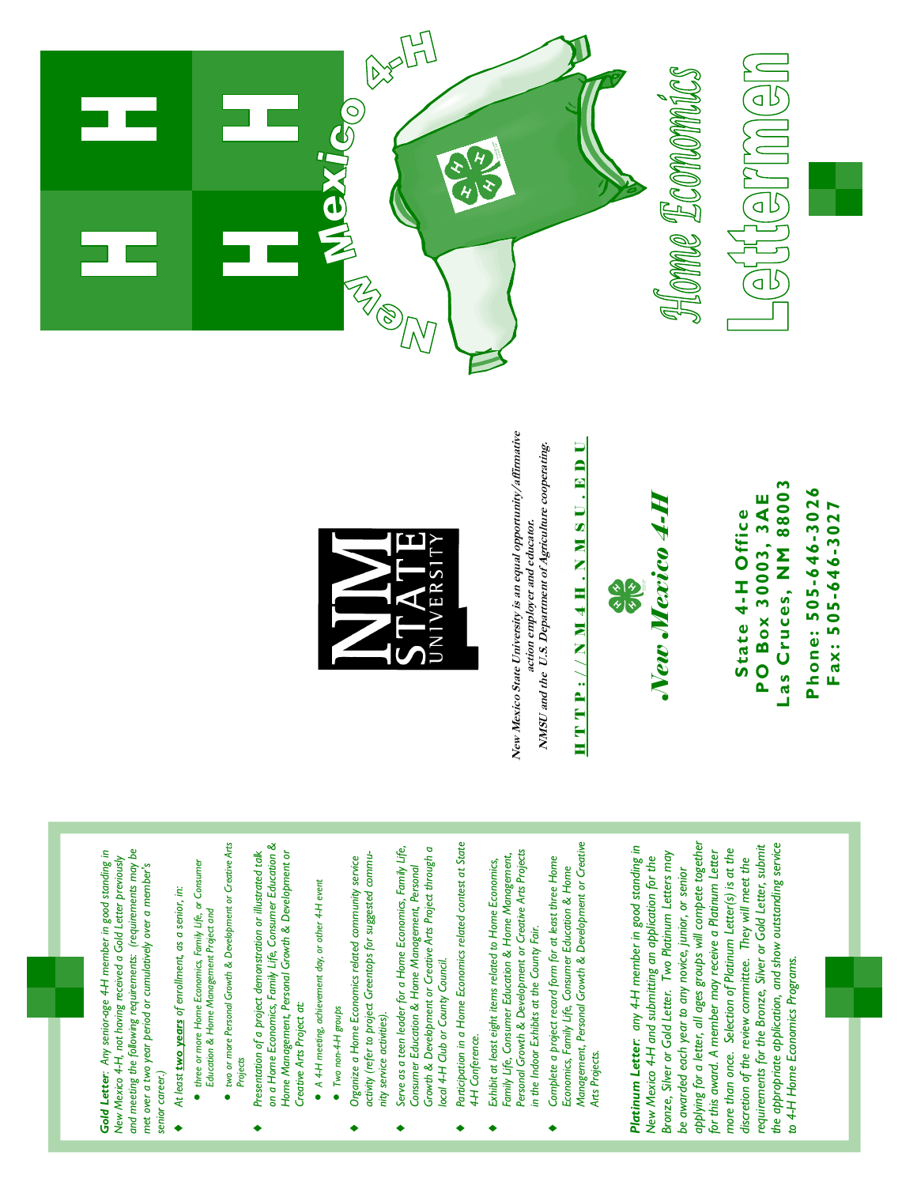***Gold Letter***: *Any senior-age 4-H member in good standing in New Mexico 4-H, not having received a Gold Letter previously and meeting the following requirements: (requirements may be met over a two year period or cumulatively over a member's senior career.)*

- *At least **two years** of enrollment, as a senior, in:*
  - *three or more Home Economics, Family Life, or Consumer Education & Home Management Project and*
  - *two or more Personal Growth & Development or Creative Arts Projects*
- *Presentation of a project demonstration or illustrated talk on a Home Economics, Family Life, Consumer Education & Home Management, Personal Growth & Development or Creative Arts Project at:*
  - *A 4-H meeting, achievement day, or other 4-H event*
  - *Two non-4-H groups*
- *Organize a Home Economics related community service activity (refer to project Greentops for suggested community service activities).*
- *Serve as a teen leader for a Home Economics, Family Life, Consumer Education & Home Management, Personal Growth & Development or Creative Arts Project through a local 4-H Club or County Council.*
- *Participation in a Home Economics related contest at State 4-H Conference.*
- *Exhibit at least eight items related to Home Economics, Family Life, Consumer Education & Home Management, Personal Growth & Development or Creative Arts Projects in the Indoor Exhibits at the County Fair.*
- *Complete a project record form for at least three Home Economics, Family Life, Consumer Education & Home Management, Personal Growth & Development or Creative Arts Projects.*

***Platinum Letter***: *any 4-H member in good standing in New Mexico 4-H and submitting an application for the Bronze, Silver or Gold Letter. Two Platinum Letters may be awarded each year to any novice, junior, or senior applying for a letter, all ages groups will compete together for this award. A member may receive a Platinum Letter more than once. Selection of Platinum Letter(s) is at the discretion of the review committee. They will meet the requirements for the Bronze, Silver or Gold Letter, submit the appropriate application, and show outstanding service to 4-H Home Economics Programs.*

NM STATE UNIVERSITY

*New Mexico State University is an equal opportunity/affirmative action employer and educator.*
*NMSU and the U.S. Department of Agriculture cooperating.*

HTTP://NM4H.NMSU.EDU

***New Mexico 4-H***

**State 4-H Office**
**PO Box 30003, 3AE**
**Las Cruces, NM 88003**

**Phone: 505-646-3026**
**Fax: 505-646-3027**

New Mexico 4-H

# Home Economics Lettermen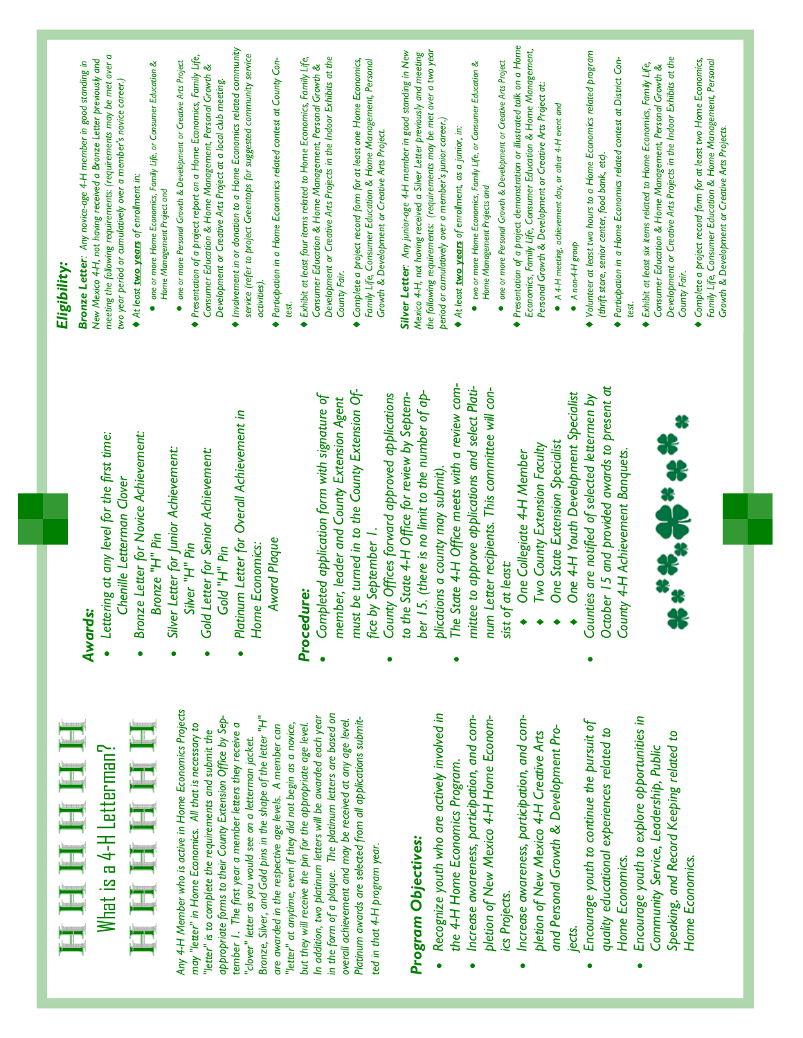# What is a 4-H Letterman?

*Any 4-H Member who is active in Home Economics Projects may "letter" in Home Economics. All that is necessary to "letter" is to complete the requirements and submit the appropriate forms to their County Extension Office by September 1. The first year a member letters they receive a "clover" letter as you would see on a letterman jacket. Bronze, Silver, and Gold pins in the shape of the letter "H" are awarded in the respective age levels. A member can "letter" at anytime, even if they did not begin as a novice, but they will receive the pin for the appropriate age level. In addition, two platinum letters will be awarded each year in the form of a plaque. The platinum letters are based on overall achievement and may be received at any age level. Platinum awards are selected from all applications submitted in that 4-H program year.*

## Program Objectives:

- *Recognize youth who are actively involved in the 4-H Home Economics Program.*
- *Increase awareness, participation, and completion of New Mexico 4-H Home Economics Projects.*
- *Increase awareness, participation, and completion of New Mexico 4-H Creative Arts and Personal Growth & Development Projects.*
- *Encourage youth to continue the pursuit of quality educational experiences related to Home Economics.*
- *Encourage youth to explore opportunities in Community Service, Leadership, Public Speaking, and Record Keeping related to Home Economics.*

## Awards:

- *Lettering at any level for the first time:*
  - *Chenille Letterman Clover*
- *Bronze Letter for Novice Achievement:*
  - *Bronze "H" Pin*
- *Silver Letter for Junior Achievement:*
  - *Silver "H" Pin*
- *Gold Letter for Senior Achievement:*
  - *Gold "H" Pin*
- *Platinum Letter for Overall Achievement in Home Economics:*
  - *Award Plaque*

## Procedure:

- *Completed application form with signature of member, leader and County Extension Agent must be turned in to the County Extension Office by September 1.*
- *County Offices forward approved applications to the State 4-H Office for review by September 15. (there is no limit to the number of applications a county may submit).*
- *The State 4-H Office meets with a review committee to approve applications and select Platinum Letter recipients. This committee will consist of at least:*
  - *One Collegiate 4-H Member*
  - *Two County Extension Faculty*
  - *One State Extension Specialist*
  - *One 4-H Youth Development Specialist*
- *Counties are notified of selected lettermen by October 15 and provided awards to present at County 4-H Achievement Banquets.*

## Eligibility:

***Bronze Letter**: Any novice-age 4-H member in good standing in New Mexico 4-H, not having received a Bronze Letter previously and meeting the following requirements: (requirements may be met over a two year period or cumulatively over a member's novice career.)*

- *At least **two years** of enrollment in:*
  - *one or more Home Economics, Family Life, or Consumer Education & Home Management Project and*
  - *one or more Personal Growth & Development or Creative Arts Project*
- *Presentation of a project report on a Home Economics, Family Life, Consumer Education & Home Management, Personal Growth & Development or Creative Arts Project at a local club meeting.*
- *Involvement in or donation to a Home Economics related community service (refer to project Greentops for suggested community service activities).*
- *Participation in a Home Economics related contest at County Contest.*
- *Exhibit at least four items related to Home Economics, Family Life, Consumer Education & Home Management, Personal Growth & Development or Creative Arts Projects in the Indoor Exhibits at the County Fair.*
- *Complete a project record form for at least one Home Economics, Family Life, Consumer Education & Home Management, Personal Growth & Development or Creative Arts Project.*

***Silver Letter**: Any junior-age 4-H member in good standing in New Mexico 4-H, not having received a Silver Letter previously and meeting the following requirements: (requirements may be met over a two year period or cumulatively over a member's junior career.)*

- *At least **two years** of enrollment, as a junior, in:*
  - *two or more Home Economics, Family Life, or Consumer Education & Home Management Projects and*
  - *one or more Personal Growth & Development or Creative Arts Project*
- *Presentation of a project demonstration or illustrated talk on a Home Economics, Family Life, Consumer Education & Home Management, Personal Growth & Development or Creative Arts Project at:*
  - *A 4-H meeting, achievement day, or other 4-H event and*
  - *A non-4-H group*
- *Volunteer at least two hours to a Home Economics related program (thrift store, senior center, food bank, etc).*
- *Participation in a Home Economics related contest at District Contest.*
- *Exhibit at least six items related to Home Economics, Family Life, Consumer Education & Home Management, Personal Growth & Development or Creative Arts Projects in the Indoor Exhibits at the County Fair.*
- *Complete a project record form for at least two Home Economics, Family Life, Consumer Education & Home Management, Personal Growth & Development or Creative Arts Projects.*